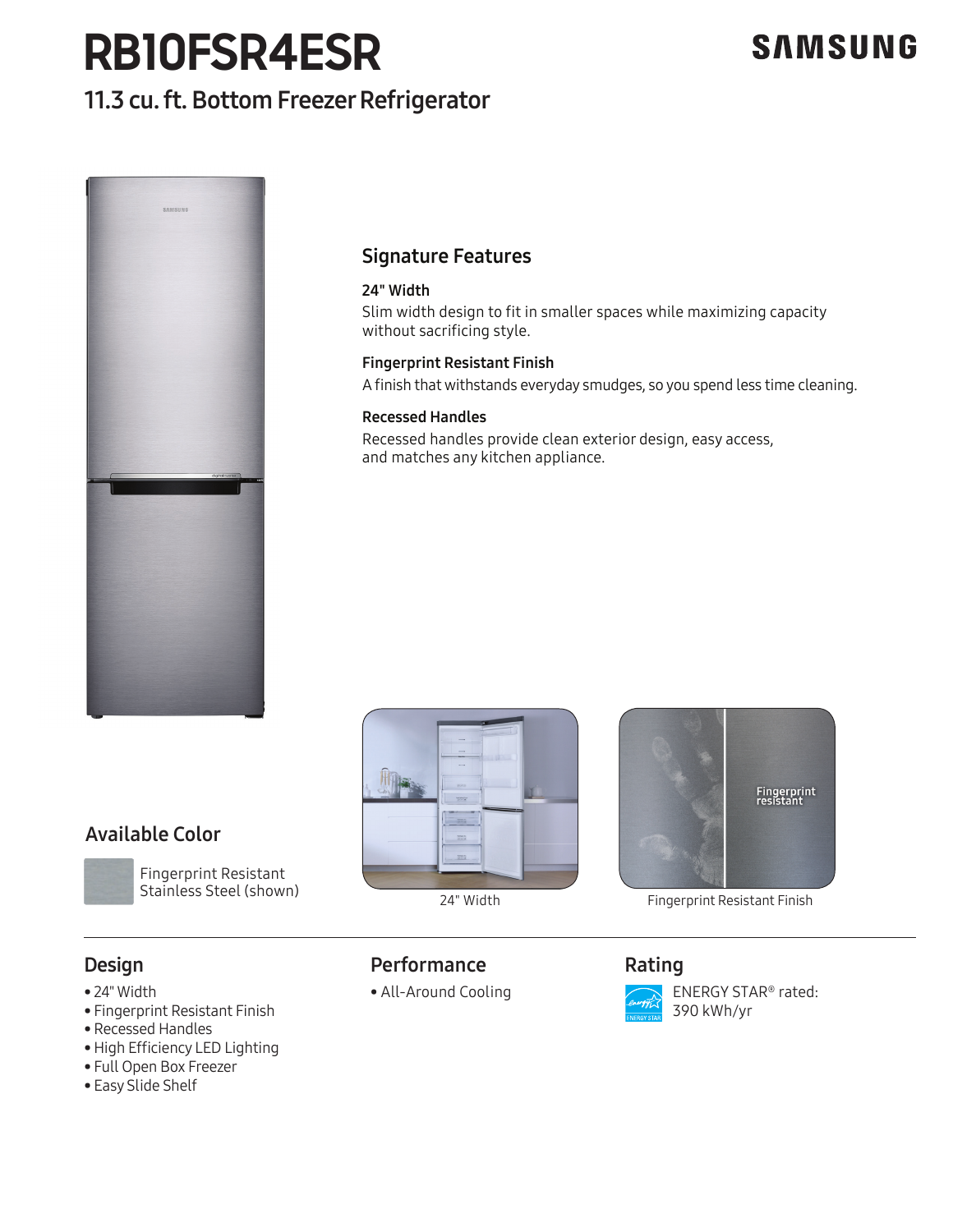# RB10FSR4ESR

SAMSUNG

## 11.3 cu. ft. Bottom Freezer Refrigerator

## Signature Features

**24" Width**

Slim width design to fit in smaller spaces while maximizing capacity without sacrificing style.

**Fingerprint Resistant Finish**

A finish that withstands everyday smudges, so you spend less time cleaning.

**Recessed Handles**

Recessed handles provide clean exterior design, easy access, and matches any kitchen appliance.

## Available Color

Fingerprint Resistant Stainless Steel (shown)

24" Width

Fingerprint Resistant Finish

## Design

- 24" Width
- Fingerprint Resistant Finish
- Recessed Handles
- High Efficiency LED Lighting
- Full Open Box Freezer
- Easy Slide Shelf

## Performance

- All-Around Cooling

## Rating

ENERGY STAR® rated: 390 kWh/yr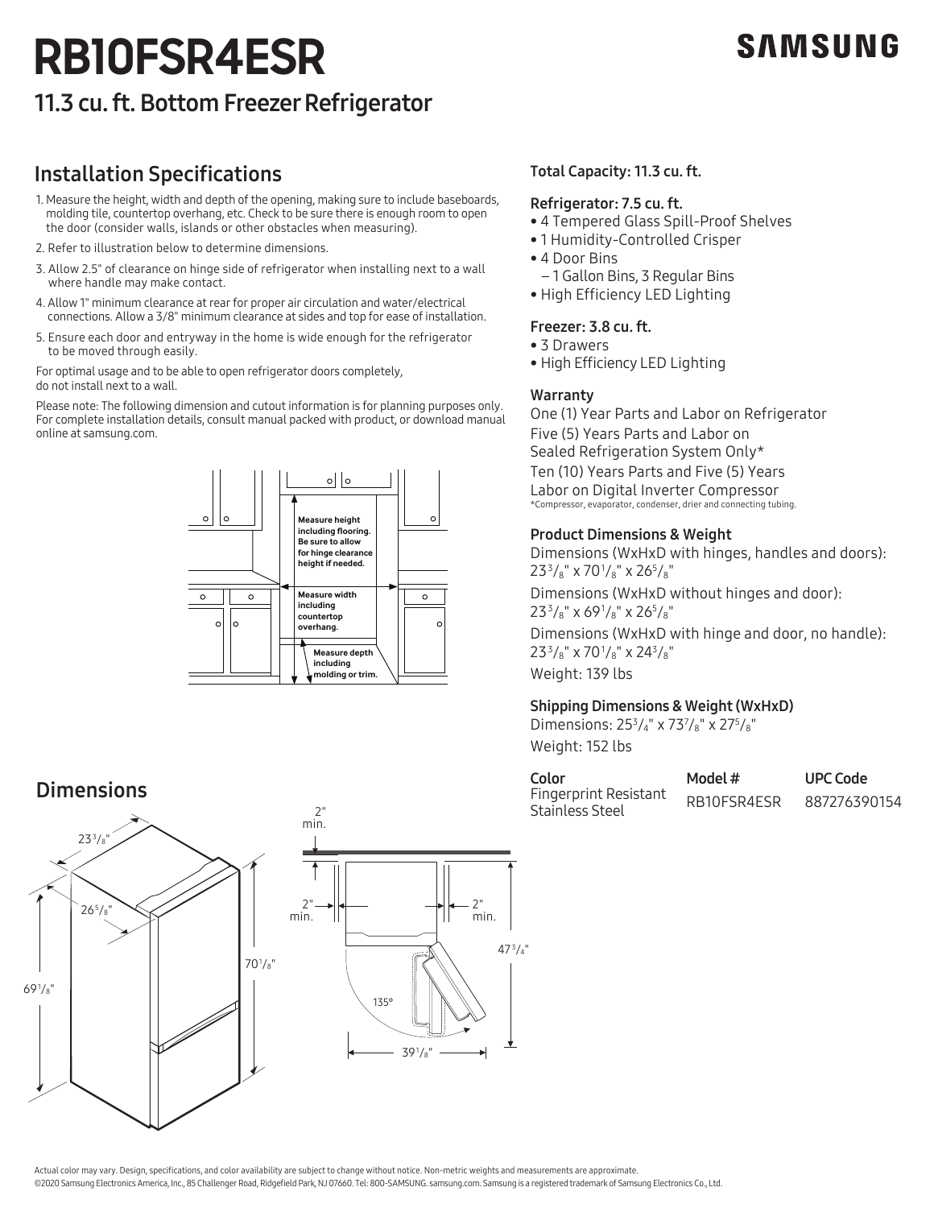# RB10FSR4ESR

SAMSUNG

## 11.3 cu. ft. Bottom Freezer Refrigerator

## Installation Specifications

1. Measure the height, width and depth of the opening, making sure to include baseboards, molding tile, countertop overhang, etc. Check to be sure there is enough room to open the door (consider walls, islands or other obstacles when measuring).
2. Refer to illustration below to determine dimensions.
3. Allow 2.5" of clearance on hinge side of refrigerator when installing next to a wall where handle may make contact.
4. Allow 1" minimum clearance at rear for proper air circulation and water/electrical connections. Allow a 3/8" minimum clearance at sides and top for ease of installation.
5. Ensure each door and entryway in the home is wide enough for the refrigerator to be moved through easily.

For optimal usage and to be able to open refrigerator doors completely, do not install next to a wall.

Please note: The following dimension and cutout information is for planning purposes only. For complete installation details, consult manual packed with product, or download manual online at samsung.com.

Measure height including flooring. Be sure to allow for hinge clearance height if needed.

Measure width including countertop overhang.

Measure depth including molding or trim.

**Total Capacity: 11.3 cu. ft.**

**Refrigerator: 7.5 cu. ft.**

- 4 Tempered Glass Spill-Proof Shelves
- 1 Humidity-Controlled Crisper
- 4 Door Bins
  - 1 Gallon Bins, 3 Regular Bins
- High Efficiency LED Lighting

**Freezer: 3.8 cu. ft.**

- 3 Drawers
- High Efficiency LED Lighting

**Warranty**

One (1) Year Parts and Labor on Refrigerator

Five (5) Years Parts and Labor on Sealed Refrigeration System Only*

Ten (10) Years Parts and Five (5) Years Labor on Digital Inverter Compressor

*Compressor, evaporator, condenser, drier and connecting tubing.

**Product Dimensions & Weight**

Dimensions (WxHxD with hinges, handles and doors): 23 3/8" x 70 1/8" x 26 5/8"

Dimensions (WxHxD without hinges and door): 23 3/8" x 69 1/8" x 26 5/8"

Dimensions (WxHxD with hinge and door, no handle): 23 3/8" x 70 1/8" x 24 3/8"

Weight: 139 lbs

**Shipping Dimensions & Weight (WxHxD)**

Dimensions: 25 3/4" x 73 7/8" x 27 5/8"

Weight: 152 lbs

| Color | Model # | UPC Code |
| --- | --- | --- |
| Fingerprint Resistant Stainless Steel | RB10FSR4ESR | 887276390154 |

## Dimensions

23 3/8"

26 5/8"

69 1/8"

70 1/8"

2" min.

2" min.

2" min.

135°

47 3/4"

39 1/8"

Actual color may vary. Design, specifications, and color availability are subject to change without notice. Non-metric weights and measurements are approximate.

©2020 Samsung Electronics America, Inc., 85 Challenger Road, Ridgefield Park, NJ 07660. Tel: 800-SAMSUNG. samsung.com. Samsung is a registered trademark of Samsung Electronics Co., Ltd.